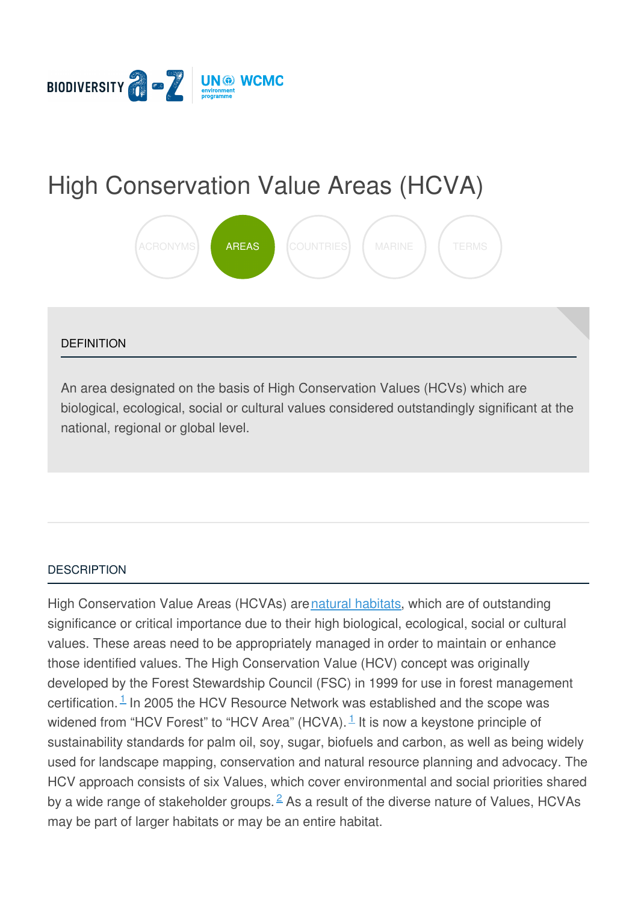# High Conservation Value Areas (HCVA)

ACRONYMS AREAS COUNTRIES MARINE TERMS

## DEFINITION

An area designated on the basis of High Conservation Values (HCVs) which are biological, ecological, social or cultural values considered outstandingly significant at the national, regional or global level.

## DESCRIPTION

High Conservation Value Areas (HCVAs) are natural habitats, which are of outstanding significance or critical importance due to their high biological, ecological, social or cultural values. These areas need to be appropriately managed in order to maintain or enhance those identified values. The High Conservation Value (HCV) concept was originally developed by the Forest Stewardship Council (FSC) in 1999 for use in forest management certification.[1] In 2005 the HCV Resource Network was established and the scope was widened from "HCV Forest" to "HCV Area" (HCVA).[1] It is now a keystone principle of sustainability standards for palm oil, soy, sugar, biofuels and carbon, as well as being widely used for landscape mapping, conservation and natural resource planning and advocacy. The HCV approach consists of six Values, which cover environmental and social priorities shared by a wide range of stakeholder groups.[2] As a result of the diverse nature of Values, HCVAs may be part of larger habitats or may be an entire habitat.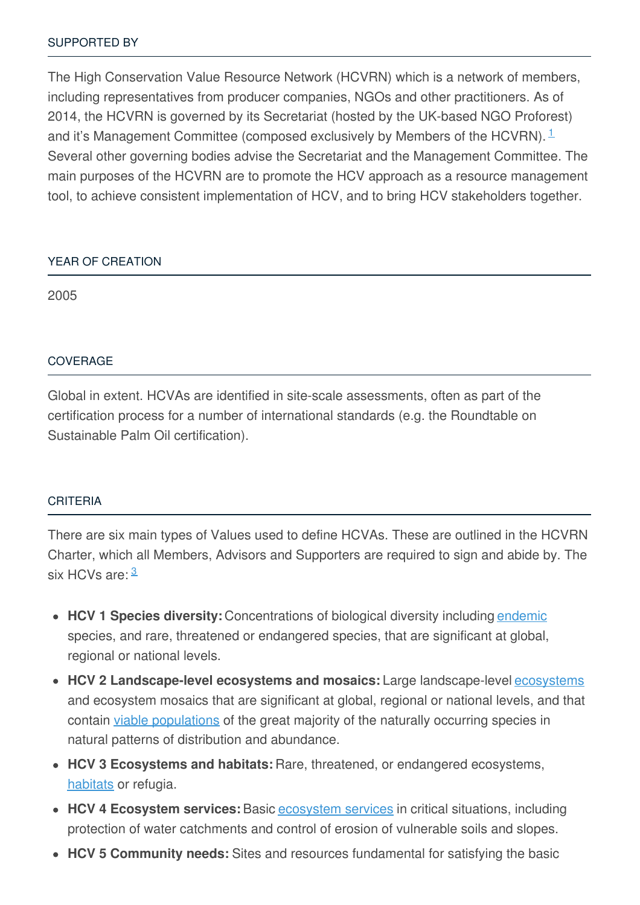## SUPPORTED BY

The High Conservation Value Resource Network (HCVRN) which is a network of members, including representatives from producer companies, NGOs and other practitioners. As of 2014, the HCVRN is governed by its Secretariat (hosted by the UK-based NGO Proforest) and it's Management Committee (composed exclusively by Members of the HCVRN). [1] Several other governing bodies advise the Secretariat and the Management Committee. The main purposes of the HCVRN are to promote the HCV approach as a resource management tool, to achieve consistent implementation of HCV, and to bring HCV stakeholders together.

## YEAR OF CREATION

2005

## COVERAGE

Global in extent. HCVAs are identified in site-scale assessments, often as part of the certification process for a number of international standards (e.g. the Roundtable on Sustainable Palm Oil certification).

## CRITERIA

There are six main types of Values used to define HCVAs. These are outlined in the HCVRN Charter, which all Members, Advisors and Supporters are required to sign and abide by. The six HCVs are: [3]

- **HCV 1 Species diversity:** Concentrations of biological diversity including endemic species, and rare, threatened or endangered species, that are significant at global, regional or national levels.
- **HCV 2 Landscape-level ecosystems and mosaics:** Large landscape-level ecosystems and ecosystem mosaics that are significant at global, regional or national levels, and that contain viable populations of the great majority of the naturally occurring species in natural patterns of distribution and abundance.
- **HCV 3 Ecosystems and habitats:** Rare, threatened, or endangered ecosystems, habitats or refugia.
- **HCV 4 Ecosystem services:** Basic ecosystem services in critical situations, including protection of water catchments and control of erosion of vulnerable soils and slopes.
- **HCV 5 Community needs:** Sites and resources fundamental for satisfying the basic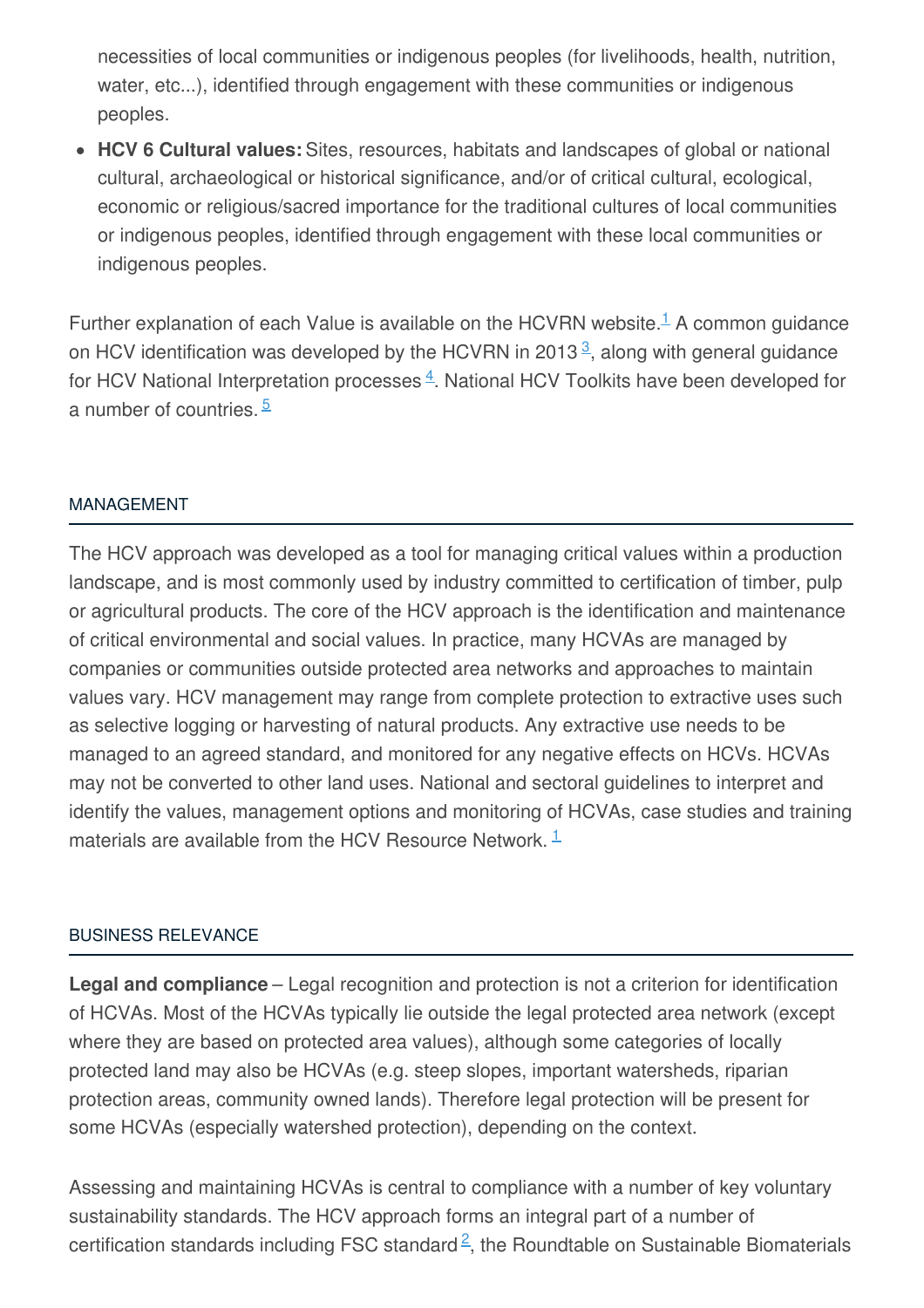necessities of local communities or indigenous peoples (for livelihoods, health, nutrition, water, etc...), identified through engagement with these communities or indigenous peoples.

- **HCV 6 Cultural values:** Sites, resources, habitats and landscapes of global or national cultural, archaeological or historical significance, and/or of critical cultural, ecological, economic or religious/sacred importance for the traditional cultures of local communities or indigenous peoples, identified through engagement with these local communities or indigenous peoples.

Further explanation of each Value is available on the HCVRN website.[1] A common guidance on HCV identification was developed by the HCVRN in 2013[3], along with general guidance for HCV National Interpretation processes[4]. National HCV Toolkits have been developed for a number of countries.[5]

## MANAGEMENT

The HCV approach was developed as a tool for managing critical values within a production landscape, and is most commonly used by industry committed to certification of timber, pulp or agricultural products. The core of the HCV approach is the identification and maintenance of critical environmental and social values. In practice, many HCVAs are managed by companies or communities outside protected area networks and approaches to maintain values vary. HCV management may range from complete protection to extractive uses such as selective logging or harvesting of natural products. Any extractive use needs to be managed to an agreed standard, and monitored for any negative effects on HCVs. HCVAs may not be converted to other land uses. National and sectoral guidelines to interpret and identify the values, management options and monitoring of HCVAs, case studies and training materials are available from the HCV Resource Network.[1]

## BUSINESS RELEVANCE

**Legal and compliance** – Legal recognition and protection is not a criterion for identification of HCVAs. Most of the HCVAs typically lie outside the legal protected area network (except where they are based on protected area values), although some categories of locally protected land may also be HCVAs (e.g. steep slopes, important watersheds, riparian protection areas, community owned lands). Therefore legal protection will be present for some HCVAs (especially watershed protection), depending on the context.

Assessing and maintaining HCVAs is central to compliance with a number of key voluntary sustainability standards. The HCV approach forms an integral part of a number of certification standards including FSC standard[2], the Roundtable on Sustainable Biomaterials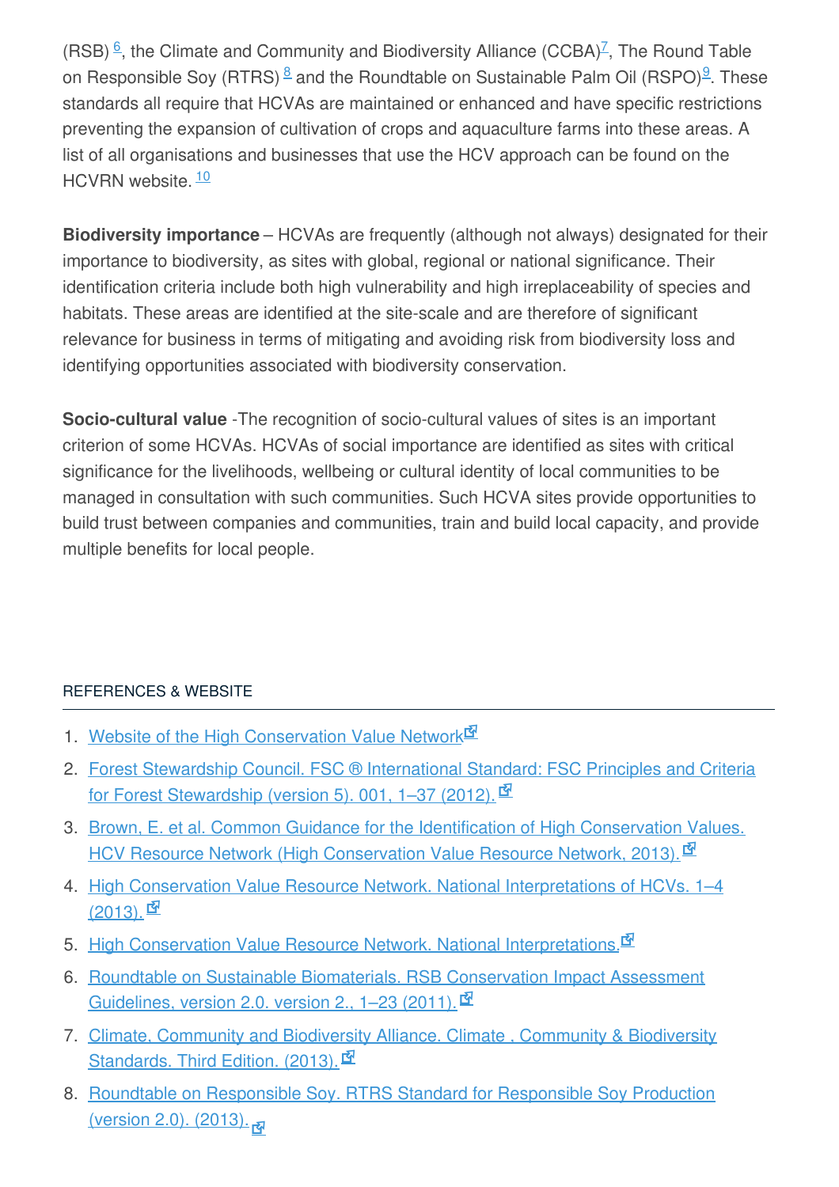(RSB)[6], the Climate and Community and Biodiversity Alliance (CCBA)[7], The Round Table on Responsible Soy (RTRS)[8] and the Roundtable on Sustainable Palm Oil (RSPO)[9]. These standards all require that HCVAs are maintained or enhanced and have specific restrictions preventing the expansion of cultivation of crops and aquaculture farms into these areas. A list of all organisations and businesses that use the HCV approach can be found on the HCVRN website.[10]

**Biodiversity importance** – HCVAs are frequently (although not always) designated for their importance to biodiversity, as sites with global, regional or national significance. Their identification criteria include both high vulnerability and high irreplaceability of species and habitats. These areas are identified at the site-scale and are therefore of significant relevance for business in terms of mitigating and avoiding risk from biodiversity loss and identifying opportunities associated with biodiversity conservation.

**Socio-cultural value** -The recognition of socio-cultural values of sites is an important criterion of some HCVAs. HCVAs of social importance are identified as sites with critical significance for the livelihoods, wellbeing or cultural identity of local communities to be managed in consultation with such communities. Such HCVA sites provide opportunities to build trust between companies and communities, train and build local capacity, and provide multiple benefits for local people.

REFERENCES & WEBSITE

1. Website of the High Conservation Value Network
2. Forest Stewardship Council. FSC ® International Standard: FSC Principles and Criteria for Forest Stewardship (version 5). 001, 1–37 (2012).
3. Brown, E. et al. Common Guidance for the Identification of High Conservation Values. HCV Resource Network (High Conservation Value Resource Network, 2013).
4. High Conservation Value Resource Network. National Interpretations of HCVs. 1–4 (2013).
5. High Conservation Value Resource Network. National Interpretations.
6. Roundtable on Sustainable Biomaterials. RSB Conservation Impact Assessment Guidelines, version 2.0. version 2., 1–23 (2011).
7. Climate, Community and Biodiversity Alliance. Climate , Community & Biodiversity Standards. Third Edition. (2013).
8. Roundtable on Responsible Soy. RTRS Standard for Responsible Soy Production (version 2.0). (2013).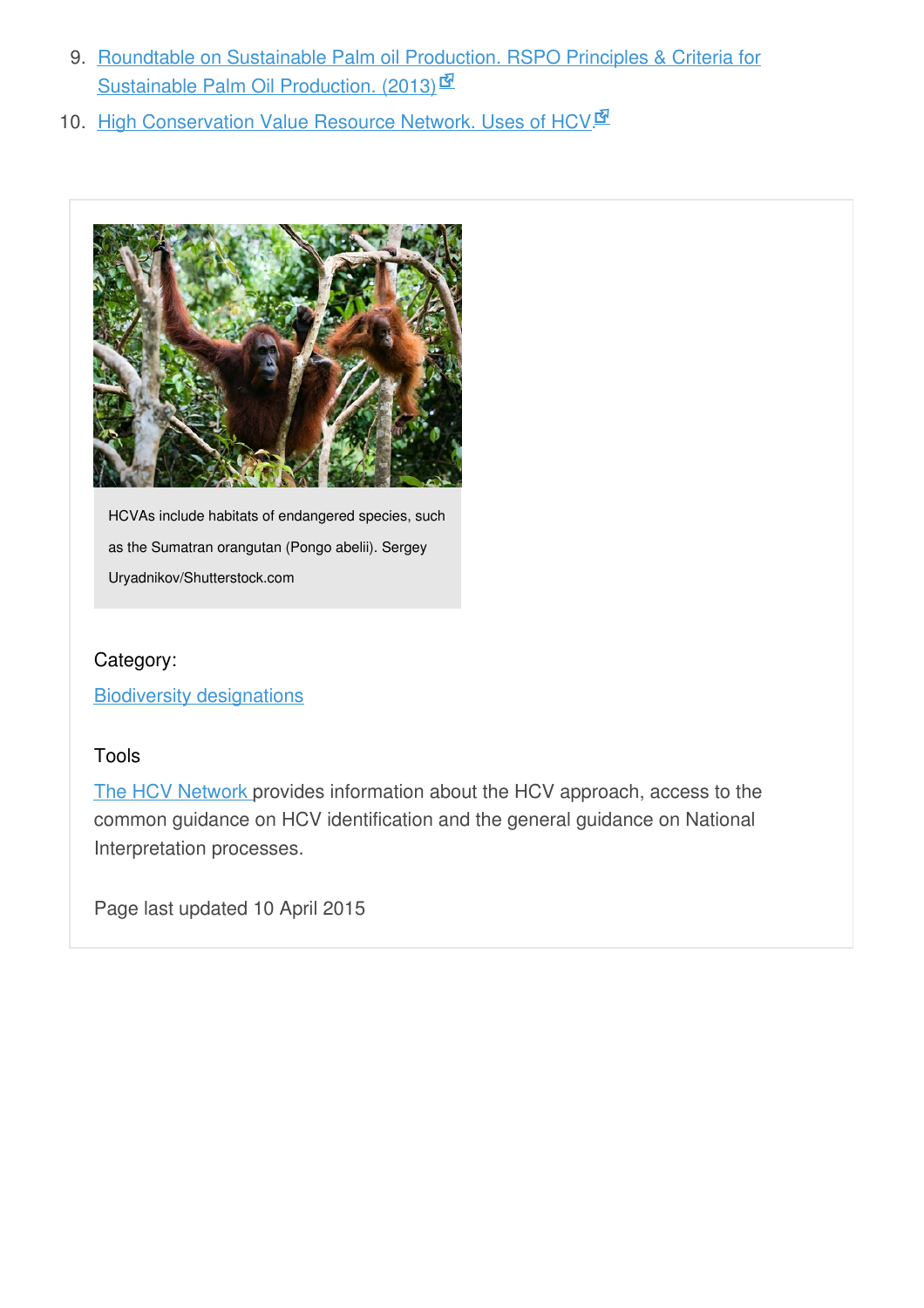9. Roundtable on Sustainable Palm oil Production. RSPO Principles & Criteria for Sustainable Palm Oil Production. (2013)
10. High Conservation Value Resource Network. Uses of HCV

HCVAs include habitats of endangered species, such as the Sumatran orangutan (Pongo abelii). Sergey Uryadnikov/Shutterstock.com

Category:

Biodiversity designations

Tools

The HCV Network provides information about the HCV approach, access to the common guidance on HCV identification and the general guidance on National Interpretation processes.

Page last updated 10 April 2015